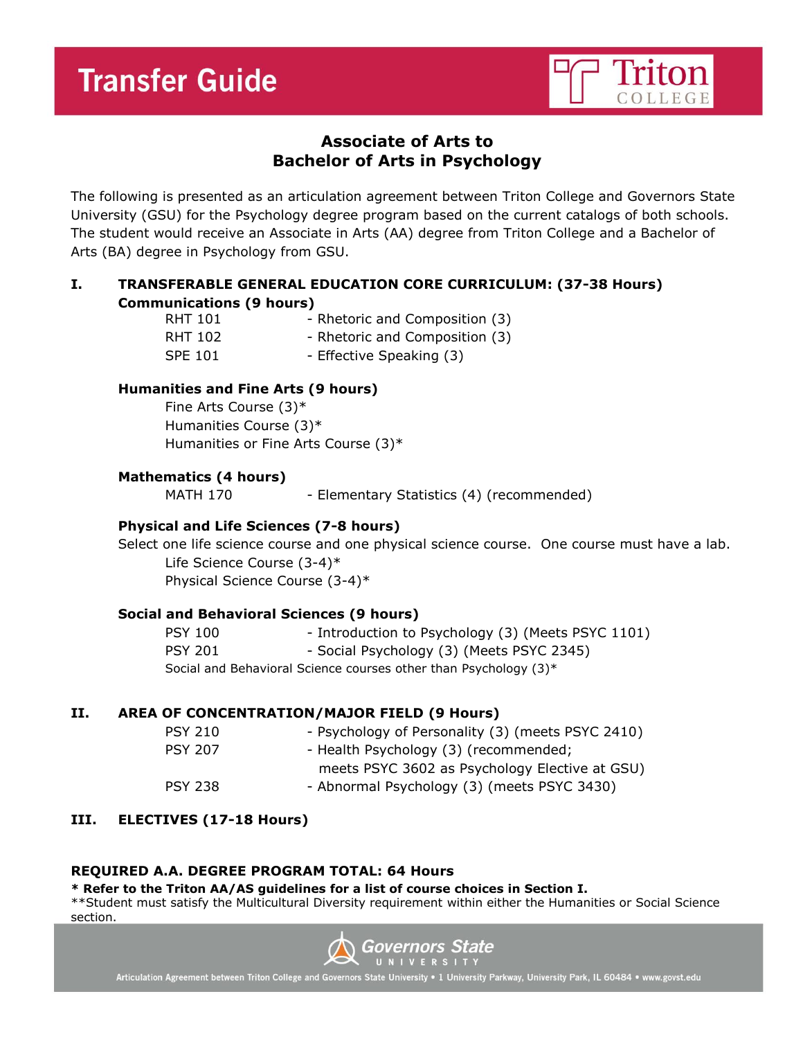# Transfer Guide

## Associate of Arts to Bachelor of Arts in Psychology

The following is presented as an articulation agreement between Triton College and Governors State University (GSU) for the Psychology degree program based on the current catalogs of both schools. The student would receive an Associate in Arts (AA) degree from Triton College and a Bachelor of Arts (BA) degree in Psychology from GSU.

### I. TRANSFERABLE GENERAL EDUCATION CORE CURRICULUM: (37-38 Hours)

**Communications (9 hours)**

- RHT 101 - Rhetoric and Composition (3)
- RHT 102 - Rhetoric and Composition (3)
- SPE 101 - Effective Speaking (3)

**Humanities and Fine Arts (9 hours)**

- Fine Arts Course (3)*
- Humanities Course (3)*
- Humanities or Fine Arts Course (3)*

**Mathematics (4 hours)**

- MATH 170 - Elementary Statistics (4) (recommended)

**Physical and Life Sciences (7-8 hours)**

Select one life science course and one physical science course. One course must have a lab.

- Life Science Course (3-4)*
- Physical Science Course (3-4)*

**Social and Behavioral Sciences (9 hours)**

- PSY 100 - Introduction to Psychology (3) (Meets PSYC 1101)
- PSY 201 - Social Psychology (3) (Meets PSYC 2345)
- Social and Behavioral Science courses other than Psychology (3)*

### II. AREA OF CONCENTRATION/MAJOR FIELD (9 Hours)

- PSY 210 - Psychology of Personality (3) (meets PSYC 2410)
- PSY 207 - Health Psychology (3) (recommended; meets PSYC 3602 as Psychology Elective at GSU)
- PSY 238 - Abnormal Psychology (3) (meets PSYC 3430)

### III. ELECTIVES (17-18 Hours)

**REQUIRED A.A. DEGREE PROGRAM TOTAL: 64 Hours**

**\* Refer to the Triton AA/AS guidelines for a list of course choices in Section I.**

**Student must satisfy the Multicultural Diversity requirement within either the Humanities or Social Science section.

Governors State University

Articulation Agreement between Triton College and Governors State University • 1 University Parkway, University Park, IL 60484 • www.govst.edu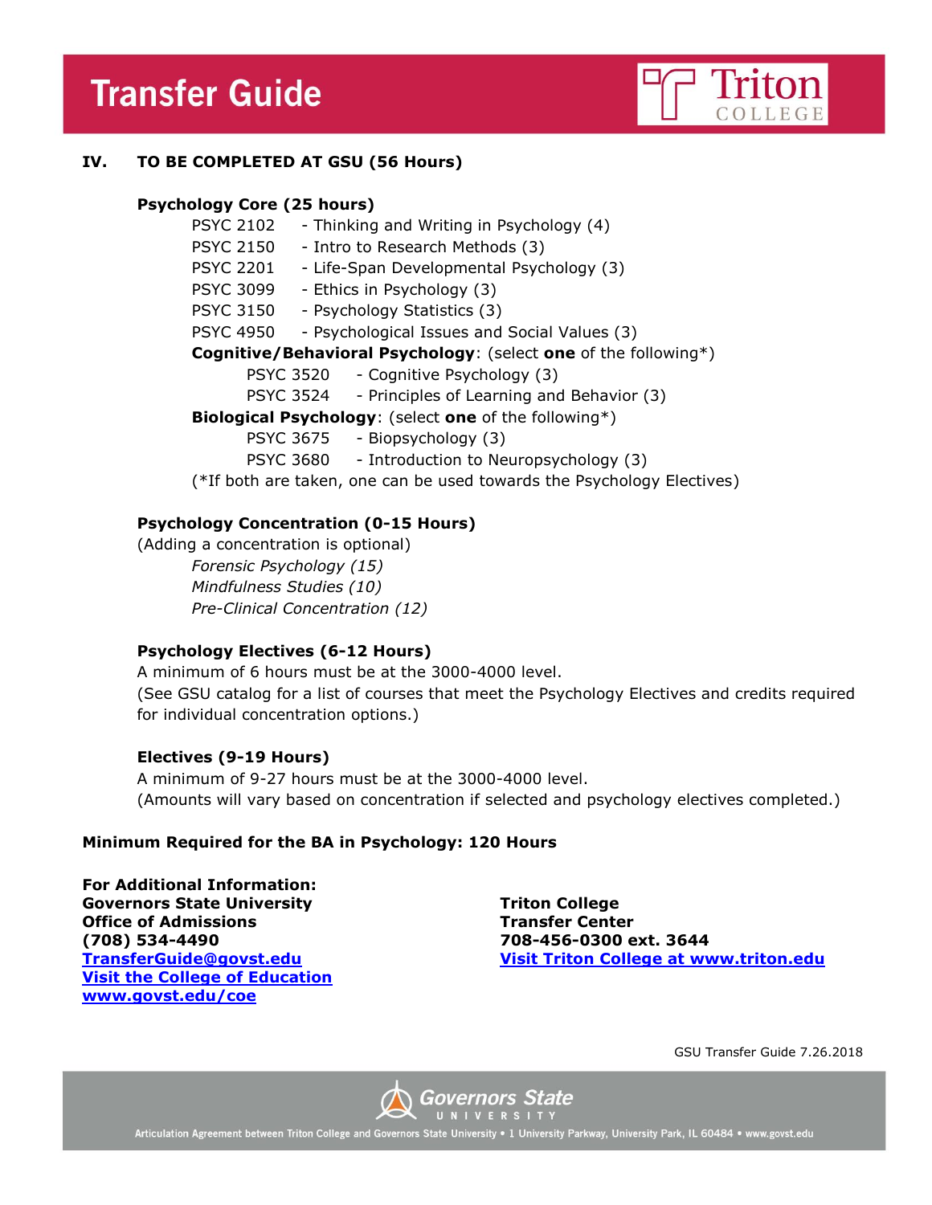# Transfer Guide

## IV. TO BE COMPLETED AT GSU (56 Hours)

### Psychology Core (25 hours)

- PSYC 2102 - Thinking and Writing in Psychology (4)
- PSYC 2150 - Intro to Research Methods (3)
- PSYC 2201 - Life-Span Developmental Psychology (3)
- PSYC 3099 - Ethics in Psychology (3)
- PSYC 3150 - Psychology Statistics (3)
- PSYC 4950 - Psychological Issues and Social Values (3)

**Cognitive/Behavioral Psychology**: (select **one** of the following*)

- PSYC 3520 - Cognitive Psychology (3)
- PSYC 3524 - Principles of Learning and Behavior (3)

**Biological Psychology**: (select **one** of the following*)

- PSYC 3675 - Biopsychology (3)
- PSYC 3680 - Introduction to Neuropsychology (3)

(*If both are taken, one can be used towards the Psychology Electives)

### Psychology Concentration (0-15 Hours)

(Adding a concentration is optional)

*Forensic Psychology (15)*
*Mindfulness Studies (10)*
*Pre-Clinical Concentration (12)*

### Psychology Electives (6-12 Hours)

A minimum of 6 hours must be at the 3000-4000 level.
(See GSU catalog for a list of courses that meet the Psychology Electives and credits required for individual concentration options.)

### Electives (9-19 Hours)

A minimum of 9-27 hours must be at the 3000-4000 level.
(Amounts will vary based on concentration if selected and psychology electives completed.)

**Minimum Required for the BA in Psychology: 120 Hours**

**For Additional Information:**
**Governors State University**
**Office of Admissions**
**(708) 534-4490**
**TransferGuide@govst.edu**
**Visit the College of Education**
**www.govst.edu/coe**

**Triton College**
**Transfer Center**
**708-456-0300 ext. 3644**
**Visit Triton College at www.triton.edu**

GSU Transfer Guide 7.26.2018

Articulation Agreement between Triton College and Governors State University • 1 University Parkway, University Park, IL 60484 • www.govst.edu